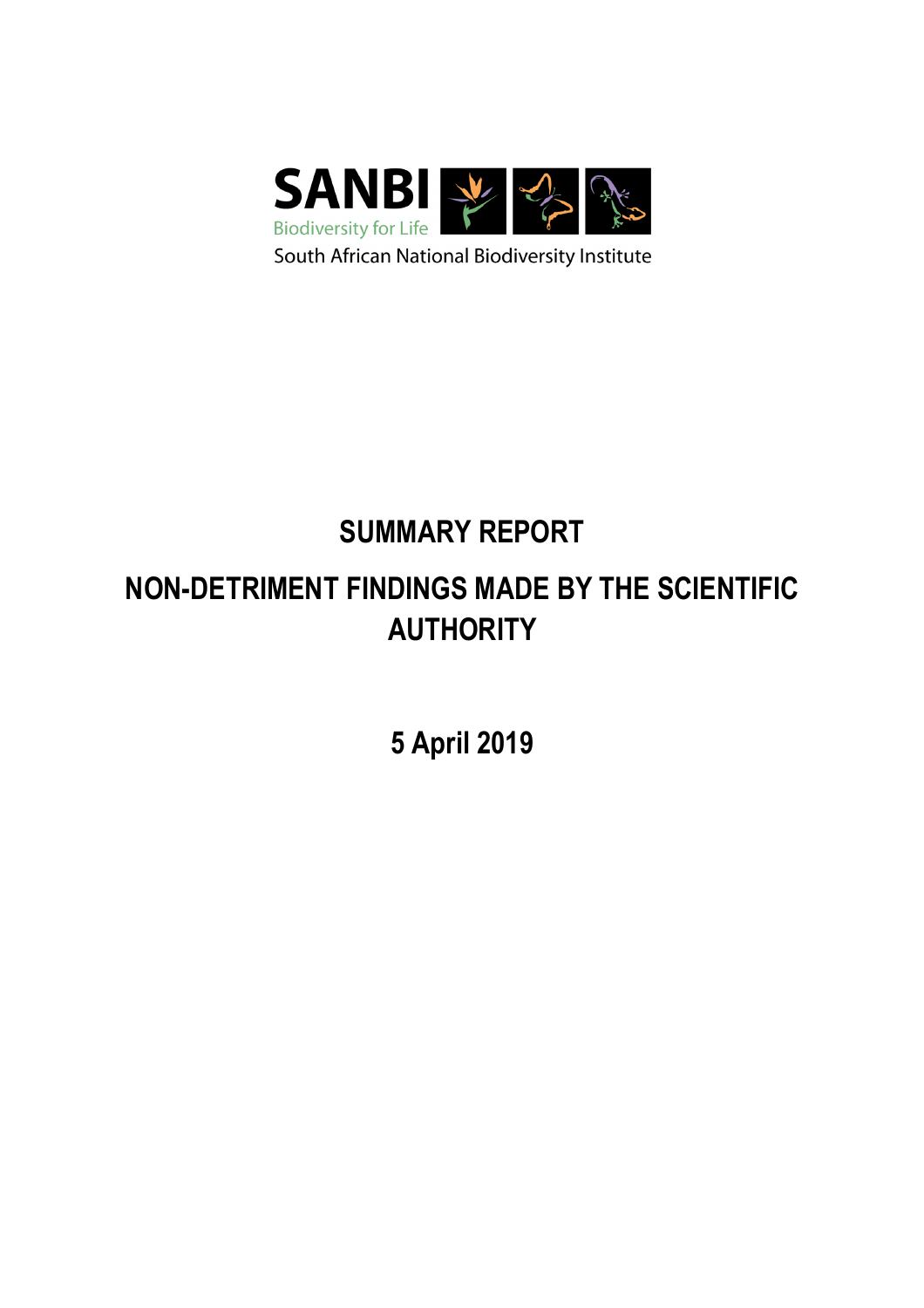SANBI

Biodiversity for Life

South African National Biodiversity Institute

# SUMMARY REPORT

# NON-DETRIMENT FINDINGS MADE BY THE SCIENTIFIC AUTHORITY

## 5 April 2019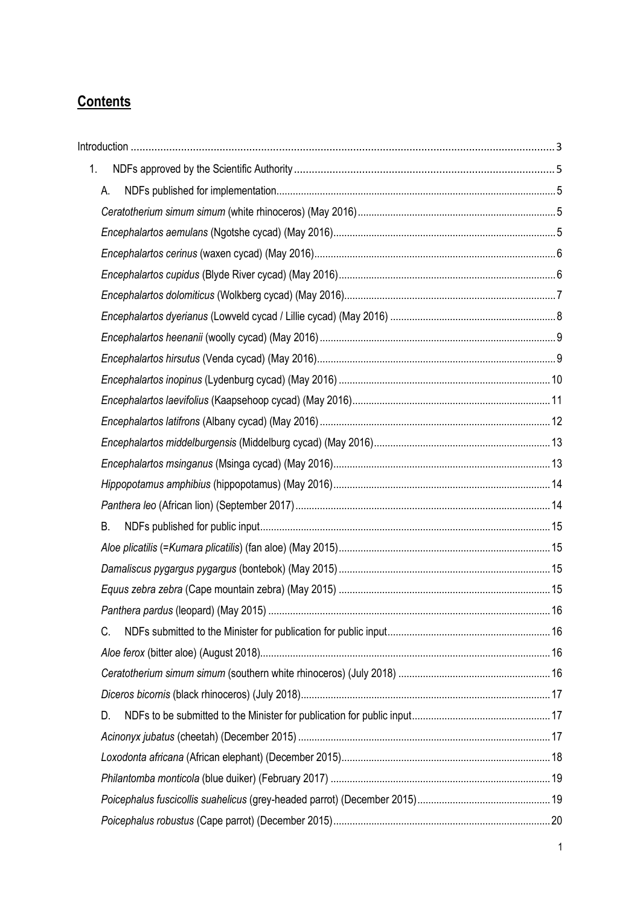## Contents

Introduction ... 3

1. NDFs approved by the Scientific Authority ... 5

   A. NDFs published for implementation ... 5

   *Ceratotherium simum simum* (white rhinoceros) (May 2016) ... 5

   *Encephalartos aemulans* (Ngotshe cycad) (May 2016) ... 5

   *Encephalartos cerinus* (waxen cycad) (May 2016) ... 6

   *Encephalartos cupidus* (Blyde River cycad) (May 2016) ... 6

   *Encephalartos dolomiticus* (Wolkberg cycad) (May 2016) ... 7

   *Encephalartos dyerianus* (Lowveld cycad / Lillie cycad) (May 2016) ... 8

   *Encephalartos heenanii* (woolly cycad) (May 2016) ... 9

   *Encephalartos hirsutus* (Venda cycad) (May 2016) ... 9

   *Encephalartos inopinus* (Lydenburg cycad) (May 2016) ... 10

   *Encephalartos laevifolius* (Kaapsehoop cycad) (May 2016) ... 11

   *Encephalartos latifrons* (Albany cycad) (May 2016) ... 12

   *Encephalartos middelburgensis* (Middelburg cycad) (May 2016) ... 13

   *Encephalartos msinganus* (Msinga cycad) (May 2016) ... 13

   *Hippopotamus amphibius* (hippopotamus) (May 2016) ... 14

   *Panthera leo* (African lion) (September 2017) ... 14

   B. NDFs published for public input ... 15

   *Aloe plicatilis* (=*Kumara plicatilis*) (fan aloe) (May 2015) ... 15

   *Damaliscus pygargus pygargus* (bontebok) (May 2015) ... 15

   *Equus zebra zebra* (Cape mountain zebra) (May 2015) ... 15

   *Panthera pardus* (leopard) (May 2015) ... 16

   C. NDFs submitted to the Minister for publication for public input ... 16

   *Aloe ferox* (bitter aloe) (August 2018) ... 16

   *Ceratotherium simum simum* (southern white rhinoceros) (July 2018) ... 16

   *Diceros bicornis* (black rhinoceros) (July 2018) ... 17

   D. NDFs to be submitted to the Minister for publication for public input ... 17

   *Acinonyx jubatus* (cheetah) (December 2015) ... 17

   *Loxodonta africana* (African elephant) (December 2015) ... 18

   *Philantomba monticola* (blue duiker) (February 2017) ... 19

   *Poicephalus fuscicollis suahelicus* (grey-headed parrot) (December 2015) ... 19

   *Poicephalus robustus* (Cape parrot) (December 2015) ... 20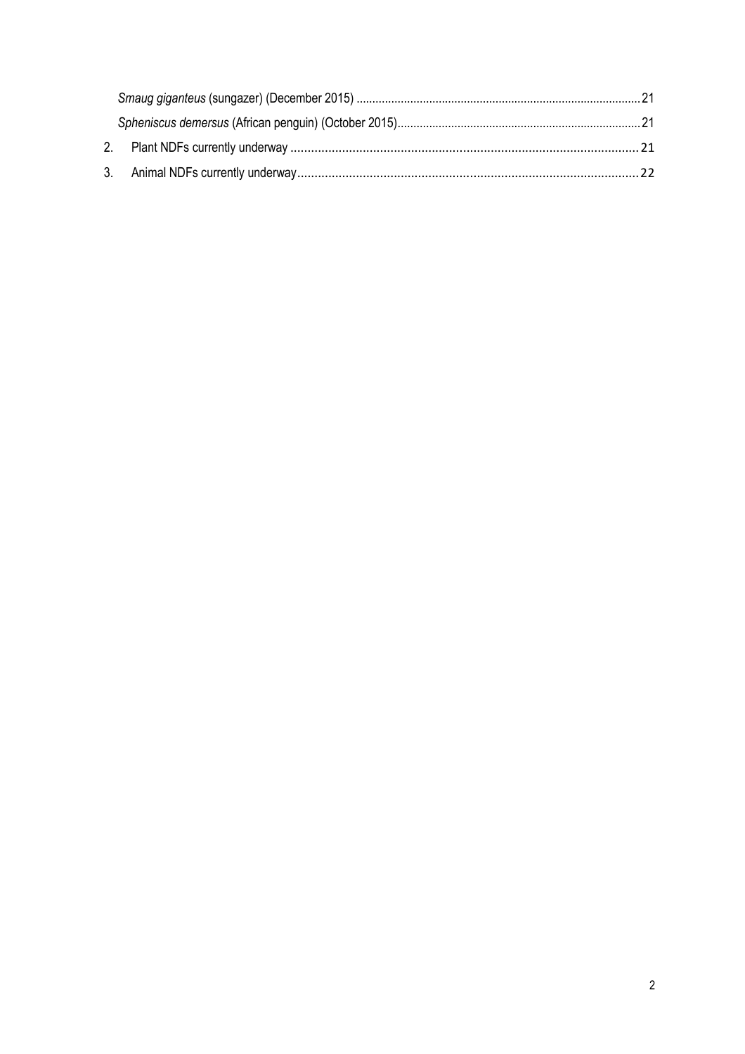*Smaug giganteus* (sungazer) (December 2015) ........................................................................................ 21

*Spheniscus demersus* (African penguin) (October 2015)............................................................................ 21

2. Plant NDFs currently underway ..................................................................................................... 21

3. Animal NDFs currently underway................................................................................................... 22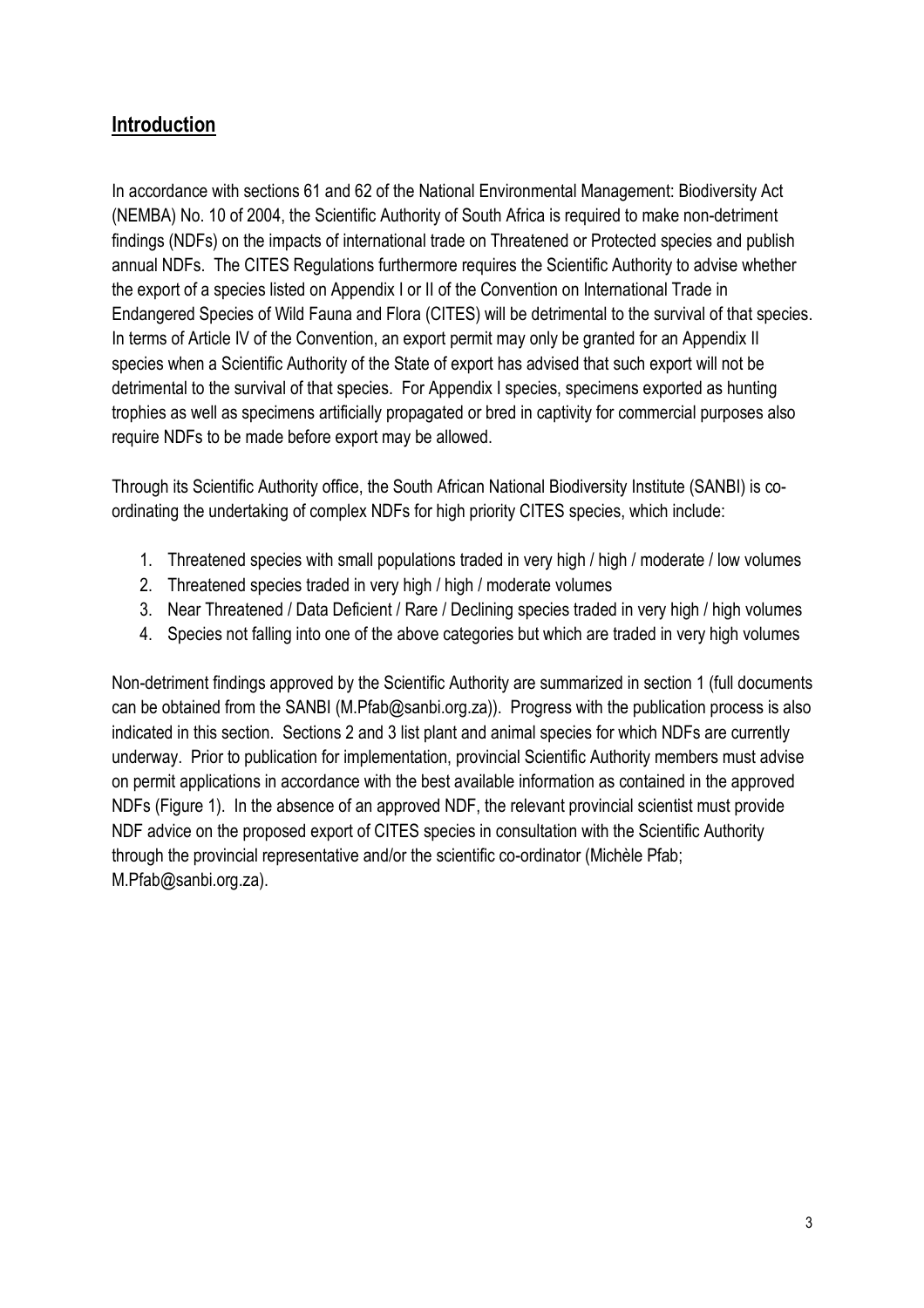## Introduction

In accordance with sections 61 and 62 of the National Environmental Management: Biodiversity Act (NEMBA) No. 10 of 2004, the Scientific Authority of South Africa is required to make non-detriment findings (NDFs) on the impacts of international trade on Threatened or Protected species and publish annual NDFs. The CITES Regulations furthermore requires the Scientific Authority to advise whether the export of a species listed on Appendix I or II of the Convention on International Trade in Endangered Species of Wild Fauna and Flora (CITES) will be detrimental to the survival of that species. In terms of Article IV of the Convention, an export permit may only be granted for an Appendix II species when a Scientific Authority of the State of export has advised that such export will not be detrimental to the survival of that species. For Appendix I species, specimens exported as hunting trophies as well as specimens artificially propagated or bred in captivity for commercial purposes also require NDFs to be made before export may be allowed.

Through its Scientific Authority office, the South African National Biodiversity Institute (SANBI) is co-ordinating the undertaking of complex NDFs for high priority CITES species, which include:

1. Threatened species with small populations traded in very high / high / moderate / low volumes
2. Threatened species traded in very high / high / moderate volumes
3. Near Threatened / Data Deficient / Rare / Declining species traded in very high / high volumes
4. Species not falling into one of the above categories but which are traded in very high volumes

Non-detriment findings approved by the Scientific Authority are summarized in section 1 (full documents can be obtained from the SANBI (M.Pfab@sanbi.org.za)). Progress with the publication process is also indicated in this section. Sections 2 and 3 list plant and animal species for which NDFs are currently underway. Prior to publication for implementation, provincial Scientific Authority members must advise on permit applications in accordance with the best available information as contained in the approved NDFs (Figure 1). In the absence of an approved NDF, the relevant provincial scientist must provide NDF advice on the proposed export of CITES species in consultation with the Scientific Authority through the provincial representative and/or the scientific co-ordinator (Michèle Pfab; M.Pfab@sanbi.org.za).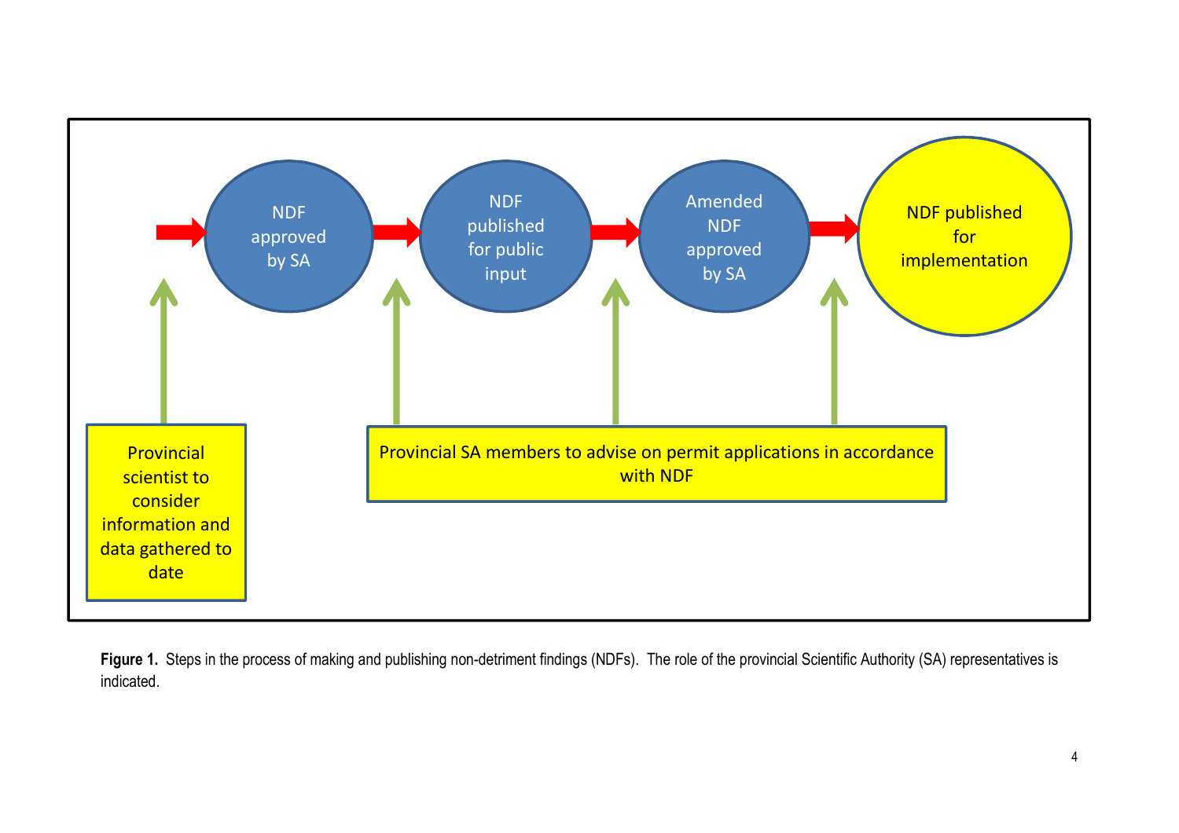NDF approved by SA → NDF published for public input → Amended NDF approved by SA → NDF published for implementation

Provincial scientist to consider information and data gathered to date

Provincial SA members to advise on permit applications in accordance with NDF

**Figure 1.** Steps in the process of making and publishing non-detriment findings (NDFs). The role of the provincial Scientific Authority (SA) representatives is indicated.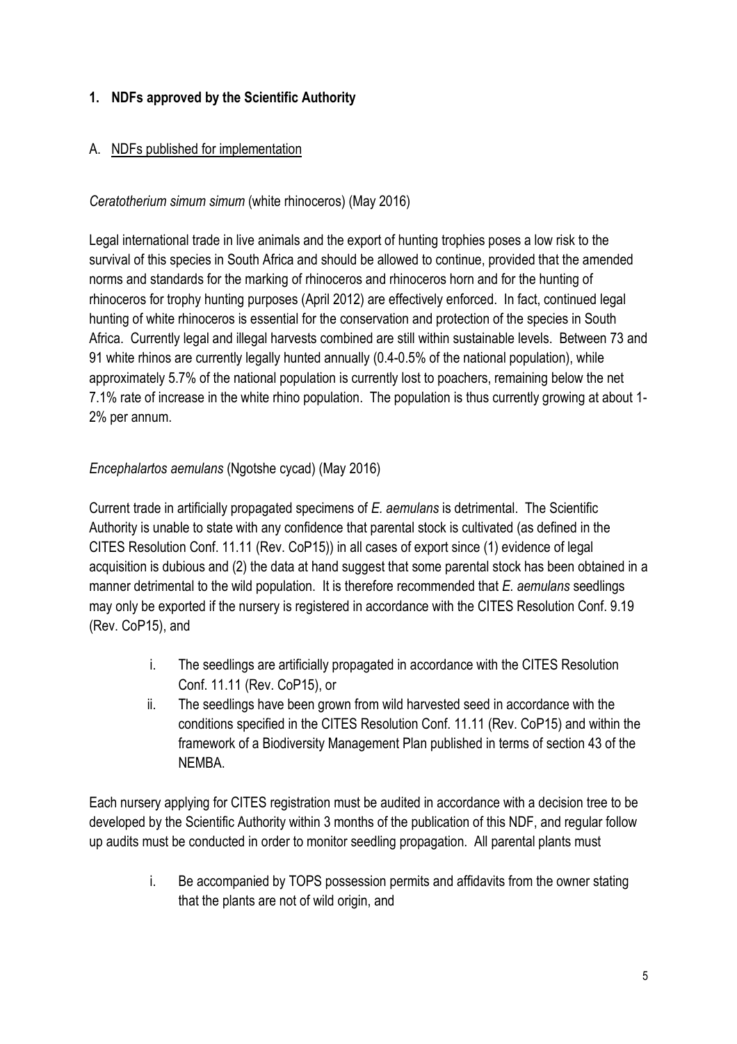## 1. NDFs approved by the Scientific Authority

### A. NDFs published for implementation

*Ceratotherium simum simum* (white rhinoceros) (May 2016)

Legal international trade in live animals and the export of hunting trophies poses a low risk to the survival of this species in South Africa and should be allowed to continue, provided that the amended norms and standards for the marking of rhinoceros and rhinoceros horn and for the hunting of rhinoceros for trophy hunting purposes (April 2012) are effectively enforced. In fact, continued legal hunting of white rhinoceros is essential for the conservation and protection of the species in South Africa. Currently legal and illegal harvests combined are still within sustainable levels. Between 73 and 91 white rhinos are currently legally hunted annually (0.4-0.5% of the national population), while approximately 5.7% of the national population is currently lost to poachers, remaining below the net 7.1% rate of increase in the white rhino population. The population is thus currently growing at about 1-2% per annum.

*Encephalartos aemulans* (Ngotshe cycad) (May 2016)

Current trade in artificially propagated specimens of *E. aemulans* is detrimental. The Scientific Authority is unable to state with any confidence that parental stock is cultivated (as defined in the CITES Resolution Conf. 11.11 (Rev. CoP15)) in all cases of export since (1) evidence of legal acquisition is dubious and (2) the data at hand suggest that some parental stock has been obtained in a manner detrimental to the wild population. It is therefore recommended that *E. aemulans* seedlings may only be exported if the nursery is registered in accordance with the CITES Resolution Conf. 9.19 (Rev. CoP15), and

i. The seedlings are artificially propagated in accordance with the CITES Resolution Conf. 11.11 (Rev. CoP15), or
ii. The seedlings have been grown from wild harvested seed in accordance with the conditions specified in the CITES Resolution Conf. 11.11 (Rev. CoP15) and within the framework of a Biodiversity Management Plan published in terms of section 43 of the NEMBA.

Each nursery applying for CITES registration must be audited in accordance with a decision tree to be developed by the Scientific Authority within 3 months of the publication of this NDF, and regular follow up audits be conducted in order to monitor seedling propagation. All parental plants must

i. Be accompanied by TOPS possession permits and affidavits from the owner stating that the plants are not of wild origin, and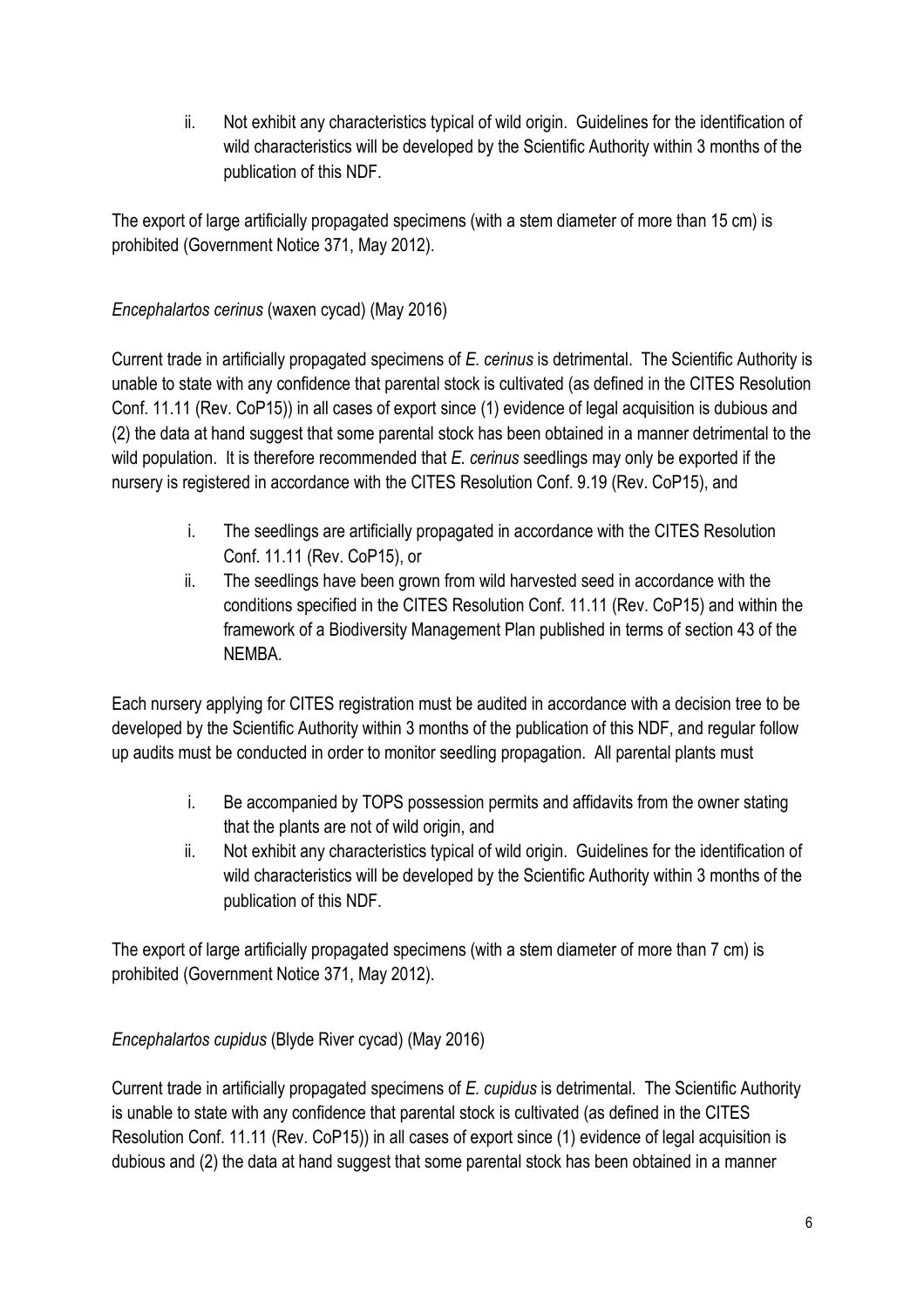ii. Not exhibit any characteristics typical of wild origin. Guidelines for the identification of wild characteristics will be developed by the Scientific Authority within 3 months of the publication of this NDF.

The export of large artificially propagated specimens (with a stem diameter of more than 15 cm) is prohibited (Government Notice 371, May 2012).

*Encephalartos cerinus* (waxen cycad) (May 2016)

Current trade in artificially propagated specimens of *E. cerinus* is detrimental. The Scientific Authority is unable to state with any confidence that parental stock is cultivated (as defined in the CITES Resolution Conf. 11.11 (Rev. CoP15)) in all cases of export since (1) evidence of legal acquisition is dubious and (2) the data at hand suggest that some parental stock has been obtained in a manner detrimental to the wild population. It is therefore recommended that *E. cerinus* seedlings may only be exported if the nursery is registered in accordance with the CITES Resolution Conf. 9.19 (Rev. CoP15), and

i. The seedlings are artificially propagated in accordance with the CITES Resolution Conf. 11.11 (Rev. CoP15), or
ii. The seedlings have been grown from wild harvested seed in accordance with the conditions specified in the CITES Resolution Conf. 11.11 (Rev. CoP15) and within the framework of a Biodiversity Management Plan published in terms of section 43 of the NEMBA.

Each nursery applying for CITES registration must be audited in accordance with a decision tree to be developed by the Scientific Authority within 3 months of the publication of this NDF, and regular follow up audits must be conducted in order to monitor seedling propagation. All parental plants must

i. Be accompanied by TOPS possession permits and affidavits from the owner stating that the plants are not of wild origin, and
ii. Not exhibit any characteristics typical of wild origin. Guidelines for the identification of wild characteristics will be developed by the Scientific Authority within 3 months of the publication of this NDF.

The export of large artificially propagated specimens (with a stem diameter of more than 7 cm) is prohibited (Government Notice 371, May 2012).

*Encephalartos cupidus* (Blyde River cycad) (May 2016)

Current trade in artificially propagated specimens of *E. cupidus* is detrimental. The Scientific Authority is unable to state with any confidence that parental stock is cultivated (as defined in the CITES Resolution Conf. 11.11 (Rev. CoP15)) in all cases of export since (1) evidence of legal acquisition is dubious and (2) the data at hand suggest that some parental stock has been obtained in a manner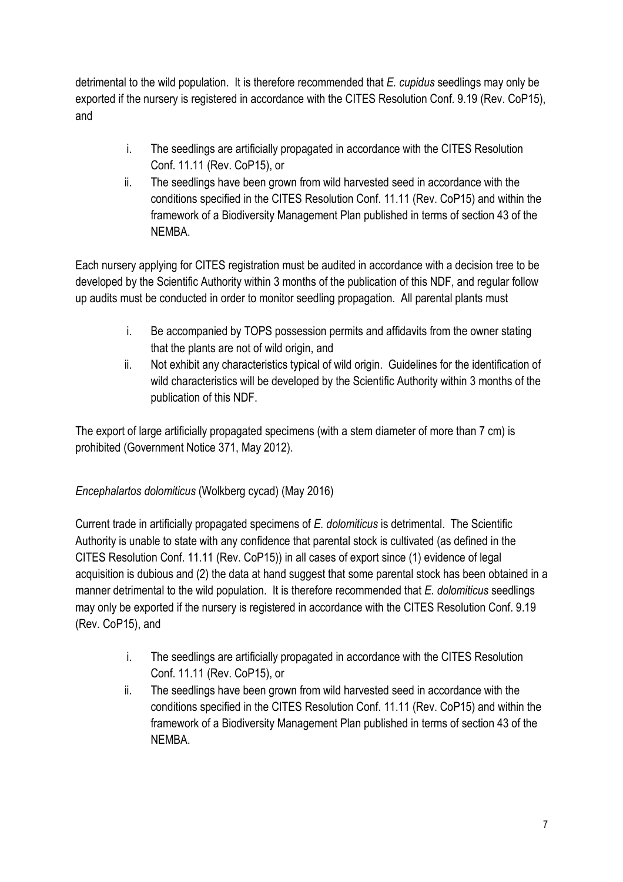detrimental to the wild population. It is therefore recommended that *E. cupidus* seedlings may only be exported if the nursery is registered in accordance with the CITES Resolution Conf. 9.19 (Rev. CoP15), and

i. The seedlings are artificially propagated in accordance with the CITES Resolution Conf. 11.11 (Rev. CoP15), or
ii. The seedlings have been grown from wild harvested seed in accordance with the conditions specified in the CITES Resolution Conf. 11.11 (Rev. CoP15) and within the framework of a Biodiversity Management Plan published in terms of section 43 of the NEMBA.

Each nursery applying for CITES registration must be audited in accordance with a decision tree to be developed by the Scientific Authority within 3 months of the publication of this NDF, and regular follow up audits must be conducted in order to monitor seedling propagation. All parental plants must

i. Be accompanied by TOPS possession permits and affidavits from the owner stating that the plants are not of wild origin, and
ii. Not exhibit any characteristics typical of wild origin. Guidelines for the identification of wild characteristics will be developed by the Scientific Authority within 3 months of the publication of this NDF.

The export of large artificially propagated specimens (with a stem diameter of more than 7 cm) is prohibited (Government Notice 371, May 2012).

*Encephalartos dolomiticus* (Wolkberg cycad) (May 2016)

Current trade in artificially propagated specimens of *E. dolomiticus* is detrimental. The Scientific Authority is unable to state with any confidence that parental stock is cultivated (as defined in the CITES Resolution Conf. 11.11 (Rev. CoP15)) in all cases of export since (1) evidence of legal acquisition is dubious and (2) the data at hand suggest that some parental stock has been obtained in a manner detrimental to the wild population. It is therefore recommended that *E. dolomiticus* seedlings may only be exported if the nursery is registered in accordance with the CITES Resolution Conf. 9.19 (Rev. CoP15), and

i. The seedlings are artificially propagated in accordance with the CITES Resolution Conf. 11.11 (Rev. CoP15), or
ii. The seedlings have been grown from wild harvested seed in accordance with the conditions specified in the CITES Resolution Conf. 11.11 (Rev. CoP15) and within the framework of a Biodiversity Management Plan published in terms of section 43 of the NEMBA.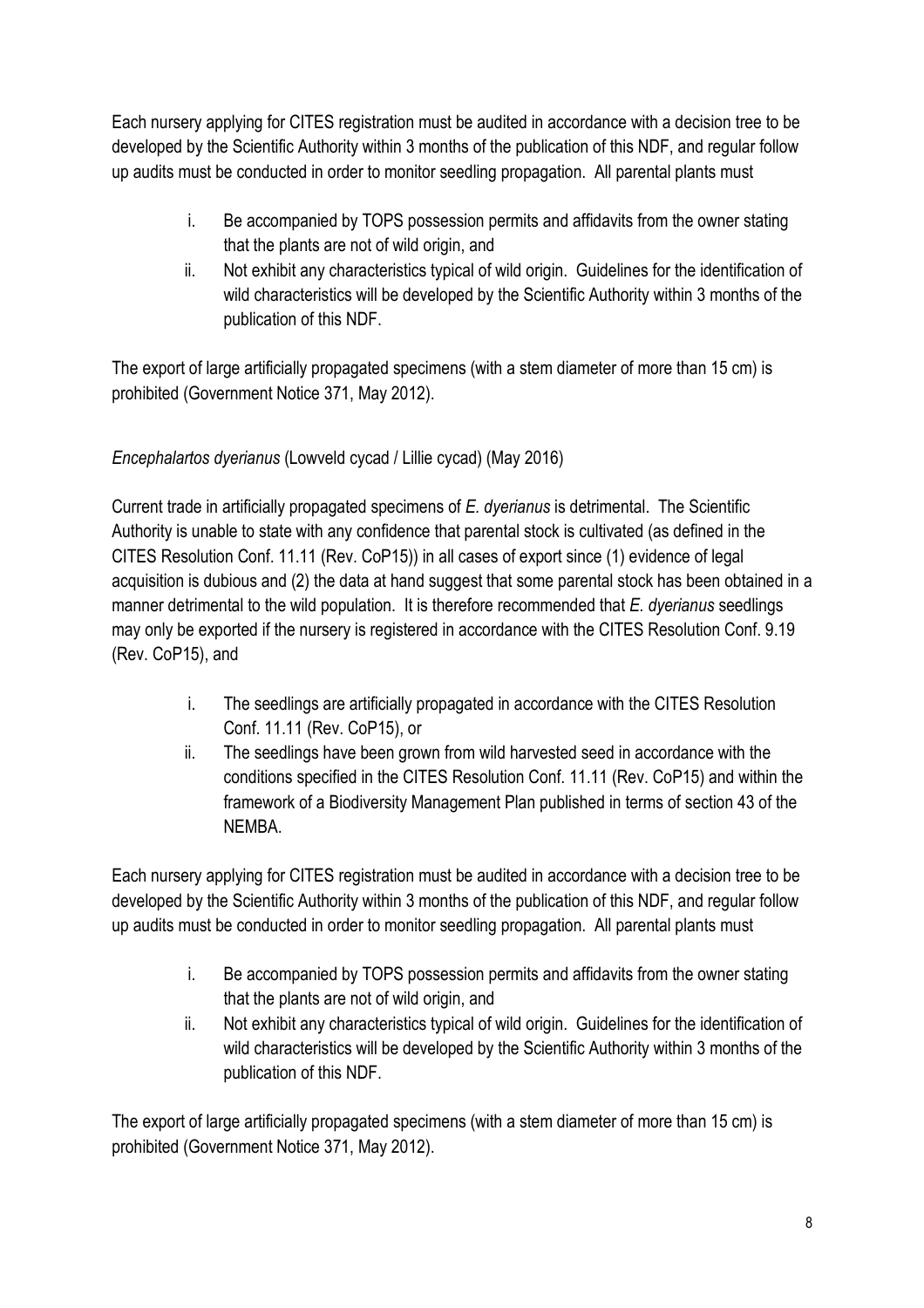Each nursery applying for CITES registration must be audited in accordance with a decision tree to be developed by the Scientific Authority within 3 months of the publication of this NDF, and regular follow up audits must be conducted in order to monitor seedling propagation. All parental plants must

i. Be accompanied by TOPS possession permits and affidavits from the owner stating that the plants are not of wild origin, and
ii. Not exhibit any characteristics typical of wild origin. Guidelines for the identification of wild characteristics will be developed by the Scientific Authority within 3 months of the publication of this NDF.

The export of large artificially propagated specimens (with a stem diameter of more than 15 cm) is prohibited (Government Notice 371, May 2012).

*Encephalartos dyerianus* (Lowveld cycad / Lillie cycad) (May 2016)

Current trade in artificially propagated specimens of *E. dyerianus* is detrimental. The Scientific Authority is unable to state with any confidence that parental stock is cultivated (as defined in the CITES Resolution Conf. 11.11 (Rev. CoP15)) in all cases of export since (1) evidence of legal acquisition is dubious and (2) the data at hand suggest that some parental stock has been obtained in a manner detrimental to the wild population. It is therefore recommended that *E. dyerianus* seedlings may only be exported if the nursery is registered in accordance with the CITES Resolution Conf. 9.19 (Rev. CoP15), and

i. The seedlings are artificially propagated in accordance with the CITES Resolution Conf. 11.11 (Rev. CoP15), or
ii. The seedlings have been grown from wild harvested seed in accordance with the conditions specified in the CITES Resolution Conf. 11.11 (Rev. CoP15) and within the framework of a Biodiversity Management Plan published in terms of section 43 of the NEMBA.

Each nursery applying for CITES registration must be audited in accordance with a decision tree to be developed by the Scientific Authority within 3 months of the publication of this NDF, and regular follow up audits must be conducted in order to monitor seedling propagation. All parental plants must

i. Be accompanied by TOPS possession permits and affidavits from the owner stating that the plants are not of wild origin, and
ii. Not exhibit any characteristics typical of wild origin. Guidelines for the identification of wild characteristics will be developed by the Scientific Authority within 3 months of the publication of this NDF.

The export of large artificially propagated specimens (with a stem diameter of more than 15 cm) is prohibited (Government Notice 371, May 2012).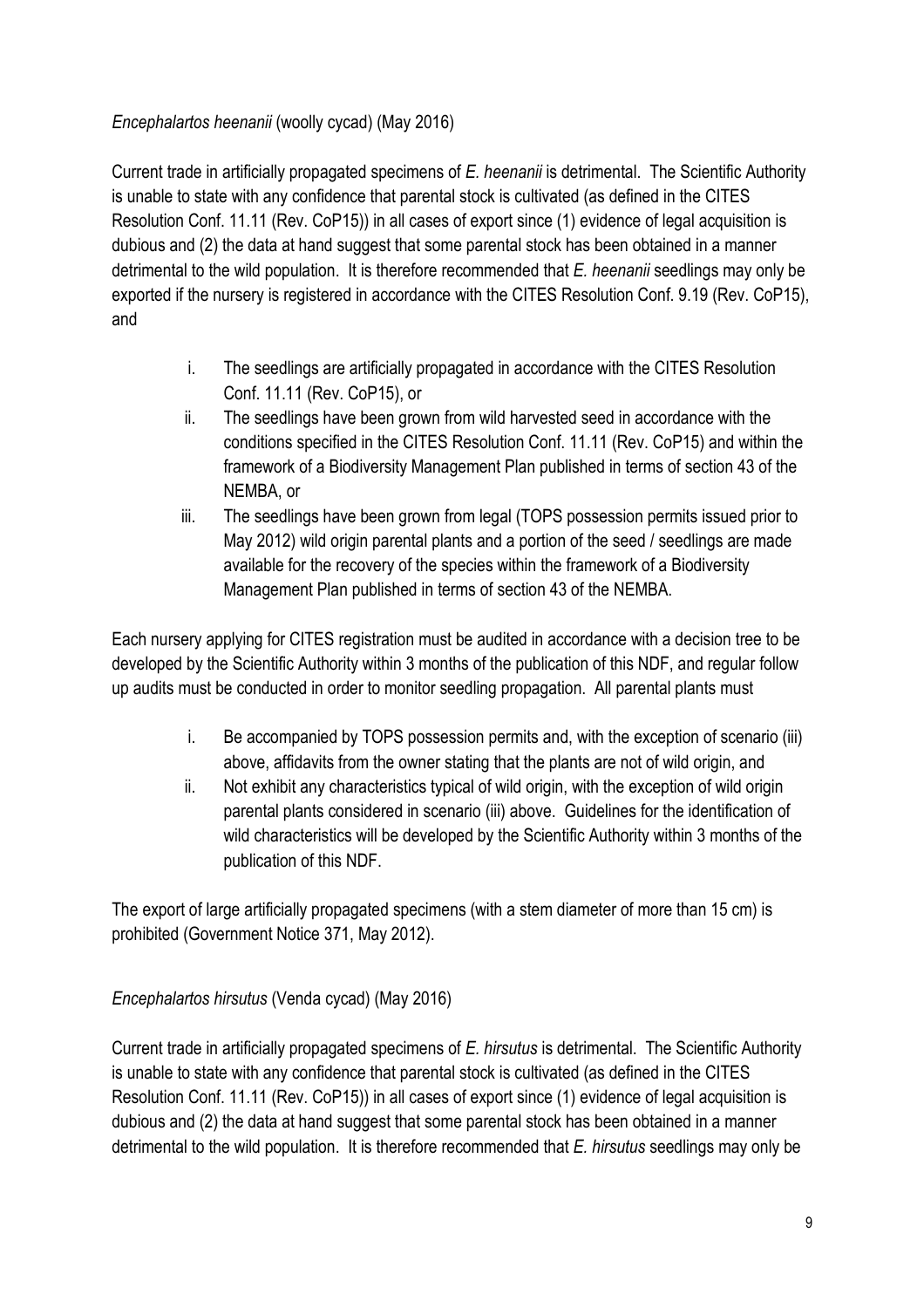*Encephalartos heenanii* (woolly cycad) (May 2016)

Current trade in artificially propagated specimens of *E. heenanii* is detrimental. The Scientific Authority is unable to state with any confidence that parental stock is cultivated (as defined in the CITES Resolution Conf. 11.11 (Rev. CoP15)) in all cases of export since (1) evidence of legal acquisition is dubious and (2) the data at hand suggest that some parental stock has been obtained in a manner detrimental to the wild population. It is therefore recommended that *E. heenanii* seedlings may only be exported if the nursery is registered in accordance with the CITES Resolution Conf. 9.19 (Rev. CoP15), and

i. The seedlings are artificially propagated in accordance with the CITES Resolution Conf. 11.11 (Rev. CoP15), or
ii. The seedlings have been grown from wild harvested seed in accordance with the conditions specified in the CITES Resolution Conf. 11.11 (Rev. CoP15) and within the framework of a Biodiversity Management Plan published in terms of section 43 of the NEMBA, or
iii. The seedlings have been grown from legal (TOPS possession permits issued prior to May 2012) wild origin parental plants and a portion of the seed / seedlings are made available for the recovery of the species within the framework of a Biodiversity Management Plan published in terms of section 43 of the NEMBA.

Each nursery applying for CITES registration must be audited in accordance with a decision tree to be developed by the Scientific Authority within 3 months of the publication of this NDF, and regular follow up audits must be conducted in order to monitor seedling propagation. All parental plants must

i. Be accompanied by TOPS possession permits and, with the exception of scenario (iii) above, affidavits from the owner stating that the plants are not of wild origin, and
ii. Not exhibit any characteristics typical of wild origin, with the exception of wild origin parental plants considered in scenario (iii) above. Guidelines for the identification of wild characteristics will be developed by the Scientific Authority within 3 months of the publication of this NDF.

The export of large artificially propagated specimens (with a stem diameter of more than 15 cm) is prohibited (Government Notice 371, May 2012).

*Encephalartos hirsutus* (Venda cycad) (May 2016)

Current trade in artificially propagated specimens of *E. hirsutus* is detrimental. The Scientific Authority is unable to state with any confidence that parental stock is cultivated (as defined in the CITES Resolution Conf. 11.11 (Rev. CoP15)) in all cases of export since (1) evidence of legal acquisition is dubious and (2) the data at hand suggest that some parental stock has been obtained in a manner detrimental to the wild population. It is therefore recommended that *E. hirsutus* seedlings may only be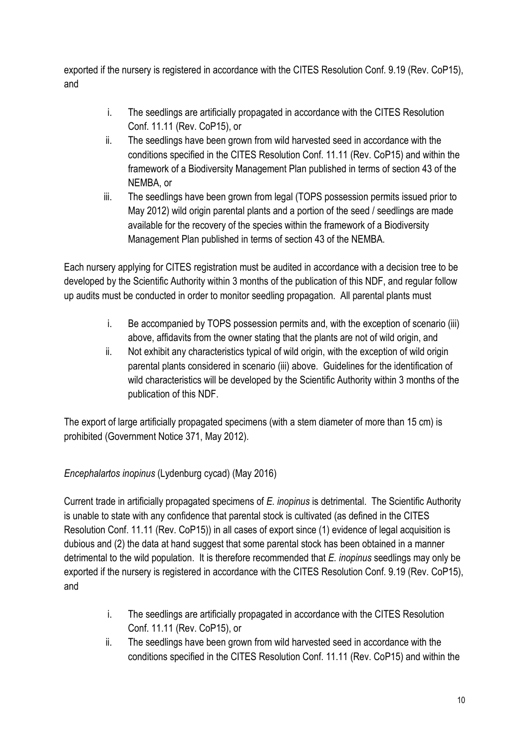exported if the nursery is registered in accordance with the CITES Resolution Conf. 9.19 (Rev. CoP15), and

i. The seedlings are artificially propagated in accordance with the CITES Resolution Conf. 11.11 (Rev. CoP15), or
ii. The seedlings have been grown from wild harvested seed in accordance with the conditions specified in the CITES Resolution Conf. 11.11 (Rev. CoP15) and within the framework of a Biodiversity Management Plan published in terms of section 43 of the NEMBA, or
iii. The seedlings have been grown from legal (TOPS possession permits issued prior to May 2012) wild origin parental plants and a portion of the seed / seedlings are made available for the recovery of the species within the framework of a Biodiversity Management Plan published in terms of section 43 of the NEMBA.

Each nursery applying for CITES registration must be audited in accordance with a decision tree to be developed by the Scientific Authority within 3 months of the publication of this NDF, and regular follow up audits must be conducted in order to monitor seedling propagation. All parental plants must

i. Be accompanied by TOPS possession permits and, with the exception of scenario (iii) above, affidavits from the owner stating that the plants are not of wild origin, and
ii. Not exhibit any characteristics typical of wild origin, with the exception of wild origin parental plants considered in scenario (iii) above. Guidelines for the identification of wild characteristics will be developed by the Scientific Authority within 3 months of the publication of this NDF.

The export of large artificially propagated specimens (with a stem diameter of more than 15 cm) is prohibited (Government Notice 371, May 2012).

*Encephalartos inopinus* (Lydenburg cycad) (May 2016)

Current trade in artificially propagated specimens of *E. inopinus* is detrimental. The Scientific Authority is unable to state with any confidence that parental stock is cultivated (as defined in the CITES Resolution Conf. 11.11 (Rev. CoP15)) in all cases of export since (1) evidence of legal acquisition is dubious and (2) the data at hand suggest that some parental stock has been obtained in a manner detrimental to the wild population. It is therefore recommended that *E. inopinus* seedlings may only be exported if the nursery is registered in accordance with the CITES Resolution Conf. 9.19 (Rev. CoP15), and

i. The seedlings are artificially propagated in accordance with the CITES Resolution Conf. 11.11 (Rev. CoP15), or
ii. The seedlings have been grown from wild harvested seed in accordance with the conditions specified in the CITES Resolution Conf. 11.11 (Rev. CoP15) and within the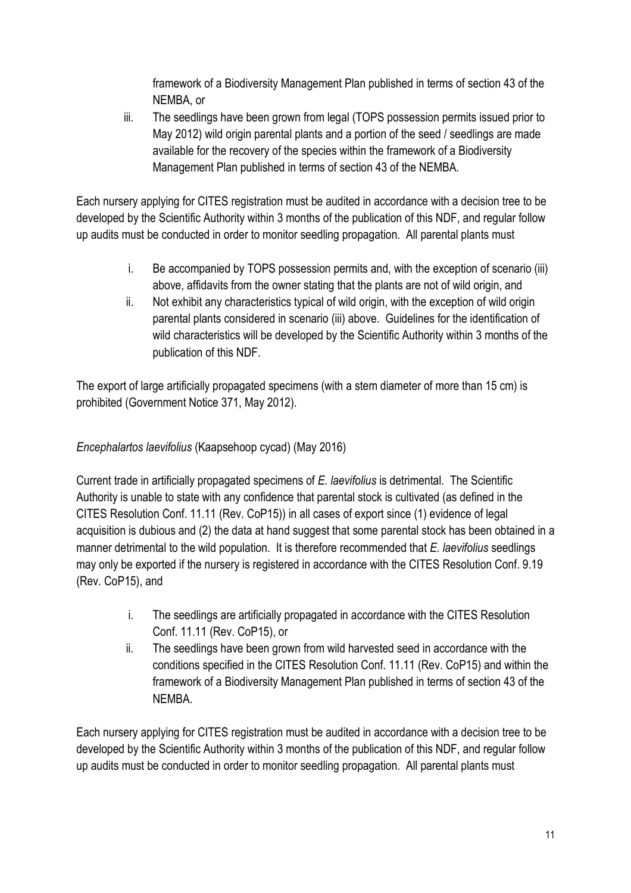framework of a Biodiversity Management Plan published in terms of section 43 of the NEMBA, or

iii. The seedlings have been grown from legal (TOPS possession permits issued prior to May 2012) wild origin parental plants and a portion of the seed / seedlings are made available for the recovery of the species within the framework of a Biodiversity Management Plan published in terms of section 43 of the NEMBA.

Each nursery applying for CITES registration must be audited in accordance with a decision tree to be developed by the Scientific Authority within 3 months of the publication of this NDF, and regular follow up audits must be conducted in order to monitor seedling propagation. All parental plants must

i. Be accompanied by TOPS possession permits and, with the exception of scenario (iii) above, affidavits from the owner stating that the plants are not of wild origin, and
ii. Not exhibit any characteristics typical of wild origin, with the exception of wild origin parental plants considered in scenario (iii) above. Guidelines for the identification of wild characteristics will be developed by the Scientific Authority within 3 months of the publication of this NDF.

The export of large artificially propagated specimens (with a stem diameter of more than 15 cm) is prohibited (Government Notice 371, May 2012).

*Encephalartos laevifolius* (Kaapsehoop cycad) (May 2016)

Current trade in artificially propagated specimens of *E. laevifolius* is detrimental. The Scientific Authority is unable to state with any confidence that parental stock is cultivated (as defined in the CITES Resolution Conf. 11.11 (Rev. CoP15)) in all cases of export since (1) evidence of legal acquisition is dubious and (2) the data at hand suggest that some parental stock has been obtained in a manner detrimental to the wild population. It is therefore recommended that *E. laevifolius* seedlings may only be exported if the nursery is registered in accordance with the CITES Resolution Conf. 9.19 (Rev. CoP15), and

i. The seedlings are artificially propagated in accordance with the CITES Resolution Conf. 11.11 (Rev. CoP15), or
ii. The seedlings have been grown from wild harvested seed in accordance with the conditions specified in the CITES Resolution Conf. 11.11 (Rev. CoP15) and within the framework of a Biodiversity Management Plan published in terms of section 43 of the NEMBA.

Each nursery applying for CITES registration must be audited in accordance with a decision tree to be developed by the Scientific Authority within 3 months of the publication of this NDF, and regular follow up audits must be conducted in order to monitor seedling propagation. All parental plants must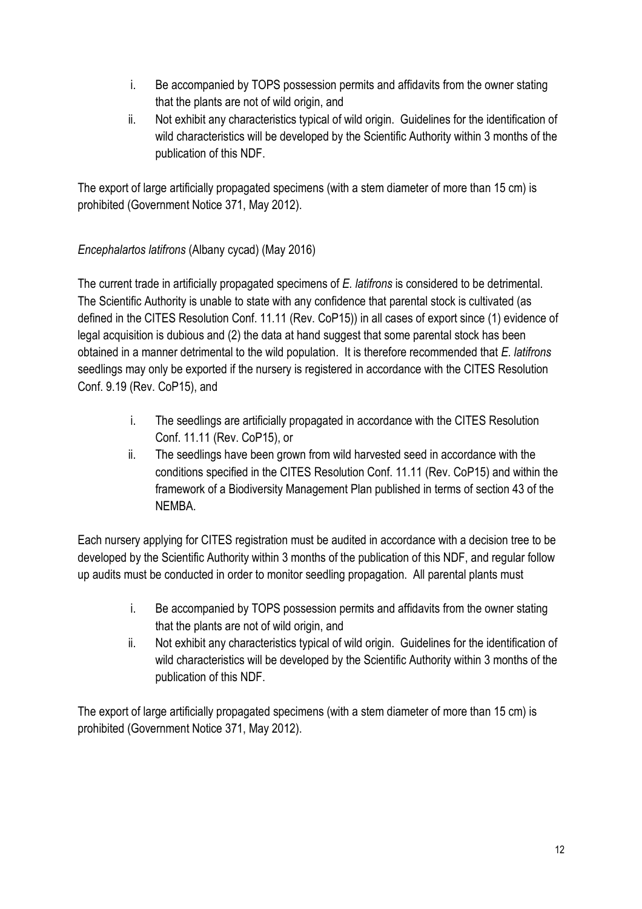i. Be accompanied by TOPS possession permits and affidavits from the owner stating that the plants are not of wild origin, and
ii. Not exhibit any characteristics typical of wild origin. Guidelines for the identification of wild characteristics will be developed by the Scientific Authority within 3 months of the publication of this NDF.

The export of large artificially propagated specimens (with a stem diameter of more than 15 cm) is prohibited (Government Notice 371, May 2012).

*Encephalartos latifrons* (Albany cycad) (May 2016)

The current trade in artificially propagated specimens of *E. latifrons* is considered to be detrimental. The Scientific Authority is unable to state with any confidence that parental stock is cultivated (as defined in the CITES Resolution Conf. 11.11 (Rev. CoP15)) in all cases of export since (1) evidence of legal acquisition is dubious and (2) the data at hand suggest that some parental stock has been obtained in a manner detrimental to the wild population. It is therefore recommended that *E. latifrons* seedlings may only be exported if the nursery is registered in accordance with the CITES Resolution Conf. 9.19 (Rev. CoP15), and

i. The seedlings are artificially propagated in accordance with the CITES Resolution Conf. 11.11 (Rev. CoP15), or
ii. The seedlings have been grown from wild harvested seed in accordance with the conditions specified in the CITES Resolution Conf. 11.11 (Rev. CoP15) and within the framework of a Biodiversity Management Plan published in terms of section 43 of the NEMBA.

Each nursery applying for CITES registration must be audited in accordance with a decision tree to be developed by the Scientific Authority within 3 months of the publication of this NDF, and regular follow up audits must be conducted in order to monitor seedling propagation. All parental plants must

i. Be accompanied by TOPS possession permits and affidavits from the owner stating that the plants are not of wild origin, and
ii. Not exhibit any characteristics typical of wild origin. Guidelines for the identification of wild characteristics will be developed by the Scientific Authority within 3 months of the publication of this NDF.

The export of large artificially propagated specimens (with a stem diameter of more than 15 cm) is prohibited (Government Notice 371, May 2012).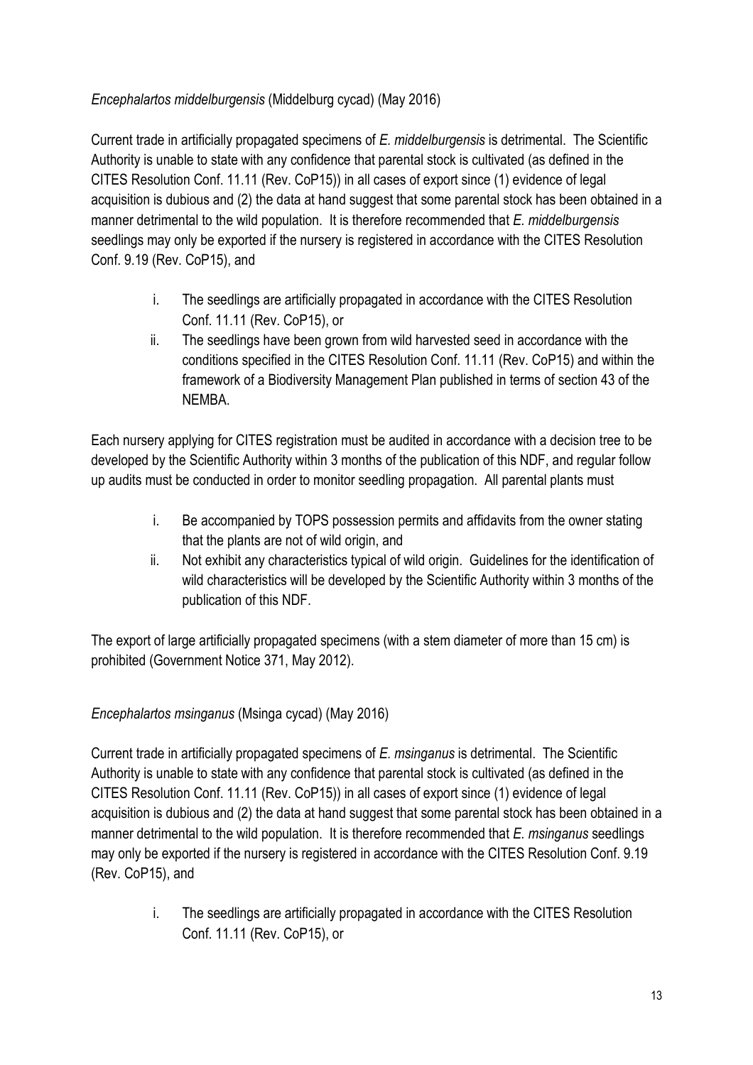*Encephalartos middelburgensis* (Middelburg cycad) (May 2016)

Current trade in artificially propagated specimens of *E. middelburgensis* is detrimental. The Scientific Authority is unable to state with any confidence that parental stock is cultivated (as defined in the CITES Resolution Conf. 11.11 (Rev. CoP15)) in all cases of export since (1) evidence of legal acquisition is dubious and (2) the data at hand suggest that some parental stock has been obtained in a manner detrimental to the wild population. It is therefore recommended that *E. middelburgensis* seedlings may only be exported if the nursery is registered in accordance with the CITES Resolution Conf. 9.19 (Rev. CoP15), and

i. The seedlings are artificially propagated in accordance with the CITES Resolution Conf. 11.11 (Rev. CoP15), or
ii. The seedlings have been grown from wild harvested seed in accordance with the conditions specified in the CITES Resolution Conf. 11.11 (Rev. CoP15) and within the framework of a Biodiversity Management Plan published in terms of section 43 of the NEMBA.

Each nursery applying for CITES registration must be audited in accordance with a decision tree to be developed by the Scientific Authority within 3 months of the publication of this NDF, and regular follow up audits must be conducted in order to monitor seedling propagation. All parental plants must

i. Be accompanied by TOPS possession permits and affidavits from the owner stating that the plants are not of wild origin, and
ii. Not exhibit any characteristics typical of wild origin. Guidelines for the identification of wild characteristics will be developed by the Scientific Authority within 3 months of the publication of this NDF.

The export of large artificially propagated specimens (with a stem diameter of more than 15 cm) is prohibited (Government Notice 371, May 2012).

*Encephalartos msinganus* (Msinga cycad) (May 2016)

Current trade in artificially propagated specimens of *E. msinganus* is detrimental. The Scientific Authority is unable to state with any confidence that parental stock is cultivated (as defined in the CITES Resolution Conf. 11.11 (Rev. CoP15)) in all cases of export since (1) evidence of legal acquisition is dubious and (2) the data at hand suggest that some parental stock has been obtained in a manner detrimental to the wild population. It is therefore recommended that *E. msinganus* seedlings may only be exported if the nursery is registered in accordance with the CITES Resolution Conf. 9.19 (Rev. CoP15), and

i. The seedlings are artificially propagated in accordance with the CITES Resolution Conf. 11.11 (Rev. CoP15), or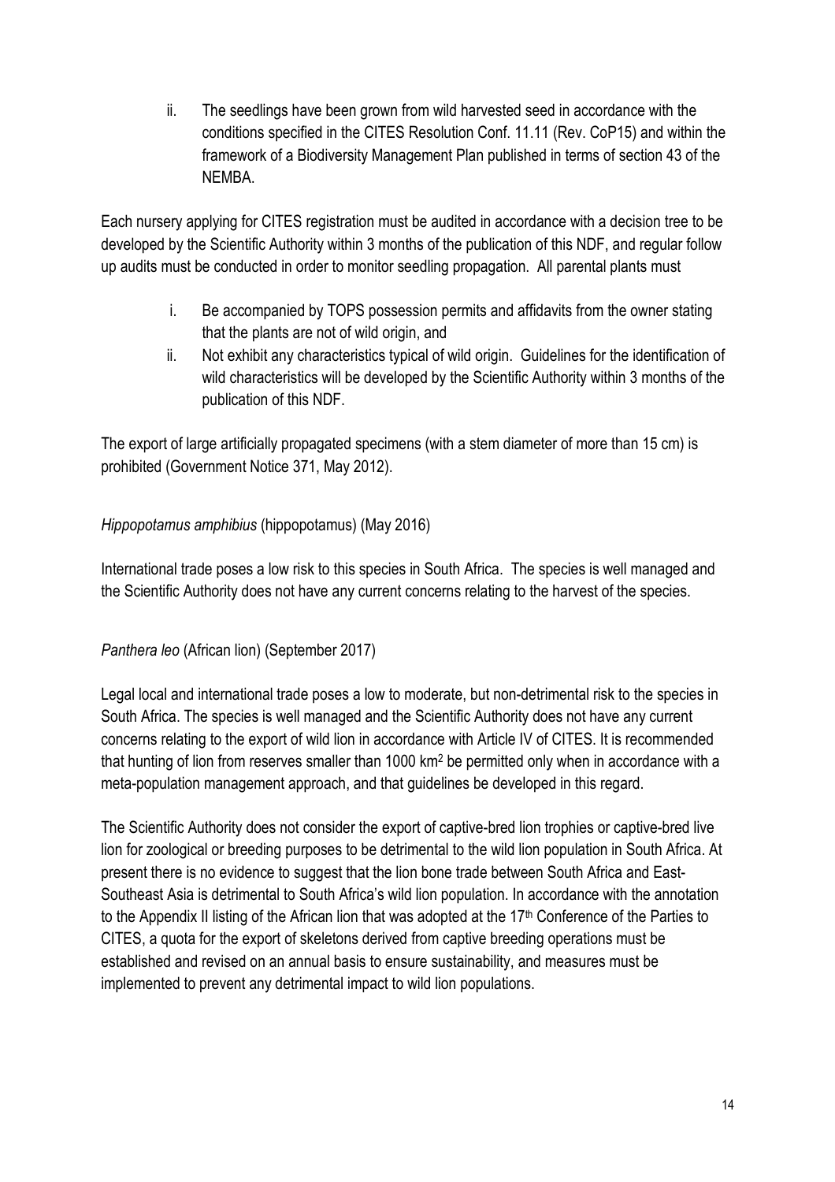ii. The seedlings have been grown from wild harvested seed in accordance with the conditions specified in the CITES Resolution Conf. 11.11 (Rev. CoP15) and within the framework of a Biodiversity Management Plan published in terms of section 43 of the NEMBA.

Each nursery applying for CITES registration must be audited in accordance with a decision tree to be developed by the Scientific Authority within 3 months of the publication of this NDF, and regular follow up audits must be conducted in order to monitor seedling propagation. All parental plants must

i. Be accompanied by TOPS possession permits and affidavits from the owner stating that the plants are not of wild origin, and
ii. Not exhibit any characteristics typical of wild origin. Guidelines for the identification of wild characteristics will be developed by the Scientific Authority within 3 months of the publication of this NDF.

The export of large artificially propagated specimens (with a stem diameter of more than 15 cm) is prohibited (Government Notice 371, May 2012).

*Hippopotamus amphibius* (hippopotamus) (May 2016)

International trade poses a low risk to this species in South Africa. The species is well managed and the Scientific Authority does not have any current concerns relating to the harvest of the species.

*Panthera leo* (African lion) (September 2017)

Legal local and international trade poses a low to moderate, but non-detrimental risk to the species in South Africa. The species is well managed and the Scientific Authority does not have any current concerns relating to the export of wild lion in accordance with Article IV of CITES. It is recommended that hunting of lion from reserves smaller than 1000 $km^2$ be permitted only when in accordance with a meta-population management approach, and that guidelines be developed in this regard.

The Scientific Authority does not consider the export of captive-bred lion trophies or captive-bred live lion for zoological or breeding purposes to be detrimental to the wild lion population in South Africa. At present there is no evidence to suggest that the lion bone trade between South Africa and East-Southeast Asia is detrimental to South Africa's wild lion population. In accordance with the annotation to the Appendix II listing of the African lion that was adopted at the $17^{th}$ Conference of the Parties to CITES, a quota for the export of skeletons derived from captive breeding operations must be established and revised on an annual basis to ensure sustainability, and measures must be implemented to prevent any detrimental impact to wild lion populations.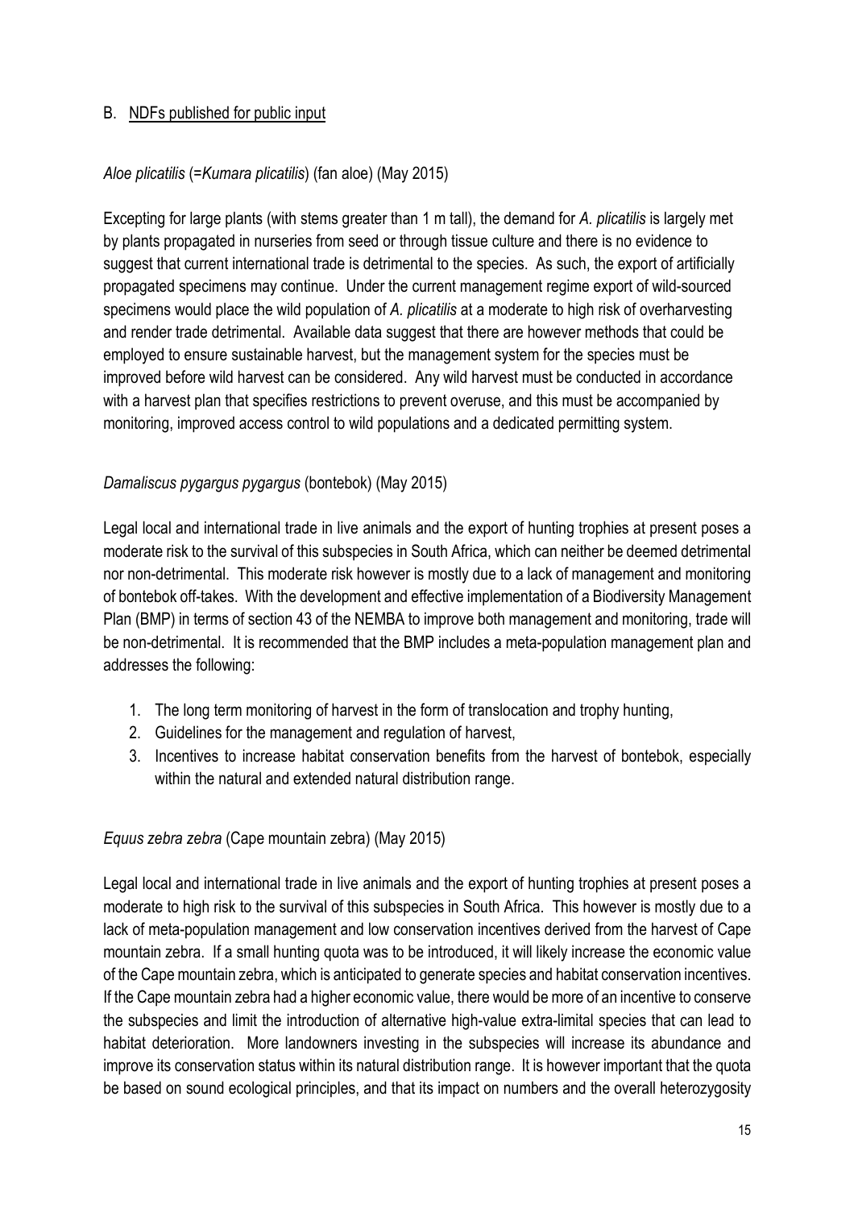B. NDFs published for public input

*Aloe plicatilis* (=*Kumara plicatilis*) (fan aloe) (May 2015)

Excepting for large plants (with stems greater than 1 m tall), the demand for *A. plicatilis* is largely met by plants propagated in nurseries from seed or through tissue culture and there is no evidence to suggest that current international trade is detrimental to the species. As such, the export of artificially propagated specimens may continue. Under the current management regime export of wild-sourced specimens would place the wild population of *A. plicatilis* at a moderate to high risk of overharvesting and render trade detrimental. Available data suggest that there are however methods that could be employed to ensure sustainable harvest, but the management system for the species must be improved before wild harvest can be considered. Any wild harvest must be conducted in accordance with a harvest plan that specifies restrictions to prevent overuse, and this must be accompanied by monitoring, improved access control to wild populations and a dedicated permitting system.

*Damaliscus pygargus pygargus* (bontebok) (May 2015)

Legal local and international trade in live animals and the export of hunting trophies at present poses a moderate risk to the survival of this subspecies in South Africa, which can neither be deemed detrimental nor non-detrimental. This moderate risk however is mostly due to a lack of management and monitoring of bontebok off-takes. With the development and effective implementation of a Biodiversity Management Plan (BMP) in terms of section 43 of the NEMBA to improve both management and monitoring, trade will be non-detrimental. It is recommended that the BMP includes a meta-population management plan and addresses the following:

1. The long term monitoring of harvest in the form of translocation and trophy hunting,
2. Guidelines for the management and regulation of harvest,
3. Incentives to increase habitat conservation benefits from the harvest of bontebok, especially within the natural and extended natural distribution range.

*Equus zebra zebra* (Cape mountain zebra) (May 2015)

Legal local and international trade in live animals and the export of hunting trophies at present poses a moderate to high risk to the survival of this subspecies in South Africa. This however is mostly due to a lack of meta-population management and low conservation incentives derived from the harvest of Cape mountain zebra. If a small hunting quota was to be introduced, it will likely increase the economic value of the Cape mountain zebra, which is anticipated to generate species and habitat conservation incentives. If the Cape mountain zebra had a higher economic value, there would be more of an incentive to conserve the subspecies and limit the introduction of alternative high-value extra-limital species that can lead to habitat deterioration. More landowners investing in the subspecies will increase its abundance and improve its conservation status within its natural distribution range. It is however important that the quota be based on sound ecological principles, and that its impact on numbers and the overall heterozygosity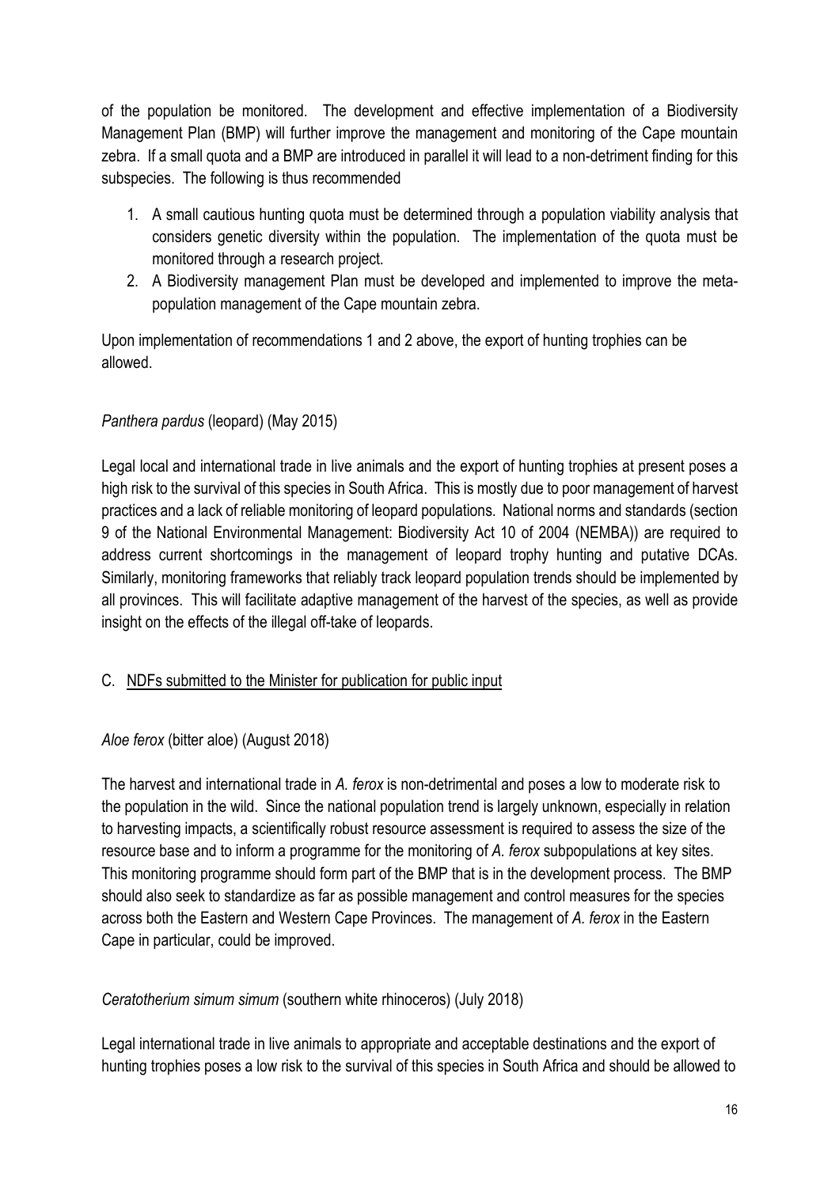of the population be monitored. The development and effective implementation of a Biodiversity Management Plan (BMP) will further improve the management and monitoring of the Cape mountain zebra. If a small quota and a BMP are introduced in parallel it will lead to a non-detriment finding for this subspecies. The following is thus recommended

1. A small cautious hunting quota must be determined through a population viability analysis that considers genetic diversity within the population. The implementation of the quota must be monitored through a research project.
2. A Biodiversity management Plan must be developed and implemented to improve the meta-population management of the Cape mountain zebra.

Upon implementation of recommendations 1 and 2 above, the export of hunting trophies can be allowed.

*Panthera pardus* (leopard) (May 2015)

Legal local and international trade in live animals and the export of hunting trophies at present poses a high risk to the survival of this species in South Africa. This is mostly due to poor management of harvest practices and a lack of reliable monitoring of leopard populations. National norms and standards (section 9 of the National Environmental Management: Biodiversity Act 10 of 2004 (NEMBA)) are required to address current shortcomings in the management of leopard trophy hunting and putative DCAs. Similarly, monitoring frameworks that reliably track leopard population trends should be implemented by all provinces. This will facilitate adaptive management of the harvest of the species, as well as provide insight on the effects of the illegal off-take of leopards.

C. <u>NDFs submitted to the Minister for publication for public input</u>

*Aloe ferox* (bitter aloe) (August 2018)

The harvest and international trade in *A. ferox* is non-detrimental and poses a low to moderate risk to the population in the wild. Since the national population trend is largely unknown, especially in relation to harvesting impacts, a scientifically robust resource assessment is required to assess the size of the resource base and to inform a programme for the monitoring of *A. ferox* subpopulations at key sites. This monitoring programme should form part of the BMP that is in the development process. The BMP should also seek to standardize as far as possible management and control measures for the species across both the Eastern and Western Cape Provinces. The management of *A. ferox* in the Eastern Cape in particular, could be improved.

*Ceratotherium simum simum* (southern white rhinoceros) (July 2018)

Legal international trade in live animals to appropriate and acceptable destinations and the export of hunting trophies poses a low risk to the survival of this species in South Africa and should be allowed to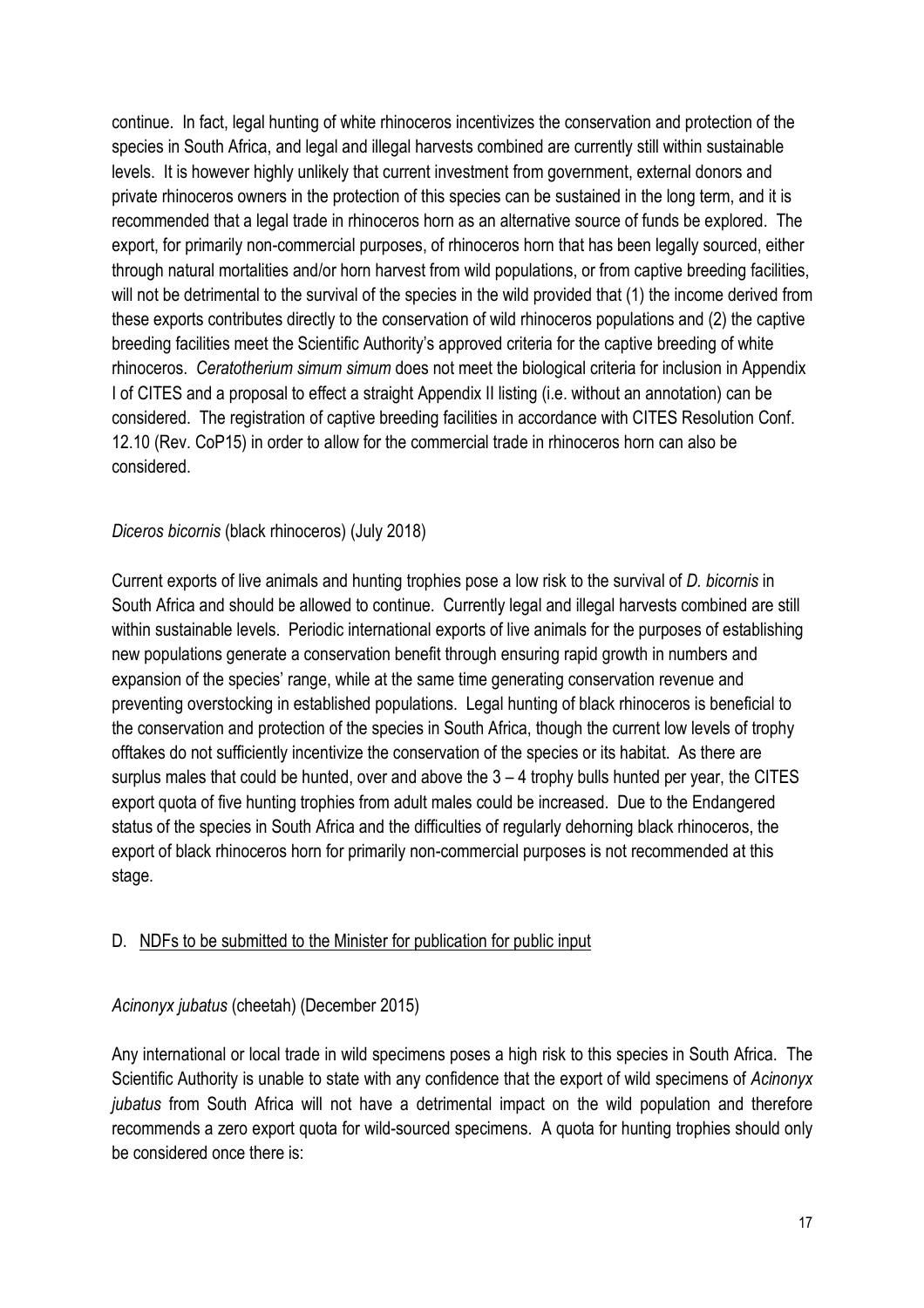continue. In fact, legal hunting of white rhinoceros incentivizes the conservation and protection of the species in South Africa, and legal and illegal harvests combined are currently still within sustainable levels. It is however highly unlikely that current investment from government, external donors and private rhinoceros owners in the protection of this species can be sustained in the long term, and it is recommended that a legal trade in rhinoceros horn as an alternative source of funds be explored. The export, for primarily non-commercial purposes, of rhinoceros horn that has been legally sourced, either through natural mortalities and/or horn harvest from wild populations, or from captive breeding facilities, will not be detrimental to the survival of the species in the wild provided that (1) the income derived from these exports contributes directly to the conservation of wild rhinoceros populations and (2) the captive breeding facilities meet the Scientific Authority's approved criteria for the captive breeding of white rhinoceros. *Ceratotherium simum simum* does not meet the biological criteria for inclusion in Appendix I of CITES and a proposal to effect a straight Appendix II listing (i.e. without an annotation) can be considered. The registration of captive breeding facilities in accordance with CITES Resolution Conf. 12.10 (Rev. CoP15) in order to allow for the commercial trade in rhinoceros horn can also be considered.

*Diceros bicornis* (black rhinoceros) (July 2018)

Current exports of live animals and hunting trophies pose a low risk to the survival of *D. bicornis* in South Africa and should be allowed to continue. Currently legal and illegal harvests combined are still within sustainable levels. Periodic international exports of live animals for the purposes of establishing new populations generate a conservation benefit through ensuring rapid growth in numbers and expansion of the species' range, while at the same time generating conservation revenue and preventing overstocking in established populations. Legal hunting of black rhinoceros is beneficial to the conservation and protection of the species in South Africa, though the current low levels of trophy offtakes do not sufficiently incentivize the conservation of the species or its habitat. As there are surplus males that could be hunted, over and above the 3 – 4 trophy bulls hunted per year, the CITES export quota of five hunting trophies from adult males could be increased. Due to the Endangered status of the species in South Africa and the difficulties of regularly dehorning black rhinoceros, the export of black rhinoceros horn for primarily non-commercial purposes is not recommended at this stage.

D. <u>NDFs to be submitted to the Minister for publication for public input</u>

*Acinonyx jubatus* (cheetah) (December 2015)

Any international or local trade in wild specimens poses a high risk to this species in South Africa. The Scientific Authority is unable to state with any confidence that the export of wild specimens of *Acinonyx jubatus* from South Africa will not have a detrimental impact on the wild population and therefore recommends a zero export quota for wild-sourced specimens. A quota for hunting trophies should only be considered once there is: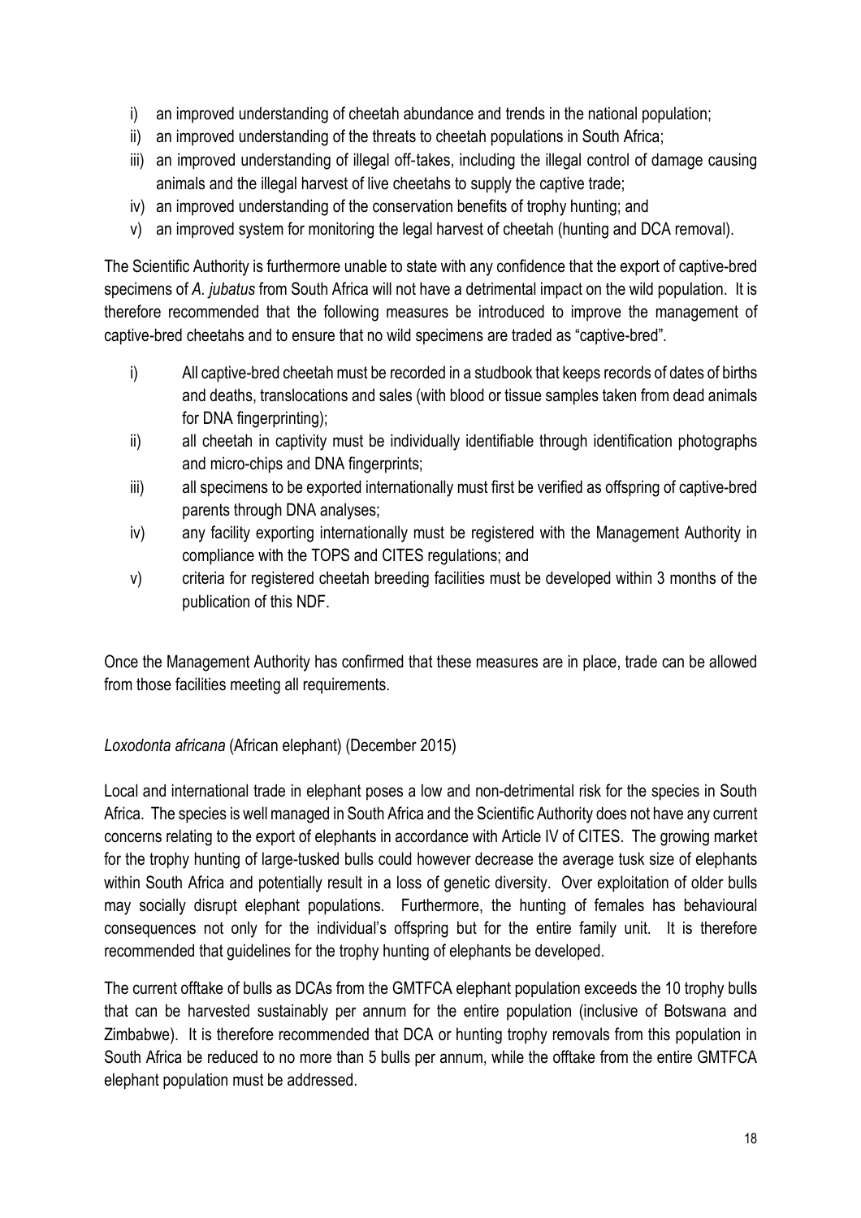i) an improved understanding of cheetah abundance and trends in the national population;
ii) an improved understanding of the threats to cheetah populations in South Africa;
iii) an improved understanding of illegal off-takes, including the illegal control of damage causing animals and the illegal harvest of live cheetahs to supply the captive trade;
iv) an improved understanding of the conservation benefits of trophy hunting; and
v) an improved system for monitoring the legal harvest of cheetah (hunting and DCA removal).

The Scientific Authority is furthermore unable to state with any confidence that the export of captive-bred specimens of *A. jubatus* from South Africa will not have a detrimental impact on the wild population. It is therefore recommended that the following measures be introduced to improve the management of captive-bred cheetahs and to ensure that no wild specimens are traded as "captive-bred".

i) All captive-bred cheetah must be recorded in a studbook that keeps records of dates of births and deaths, translocations and sales (with blood or tissue samples taken from dead animals for DNA fingerprinting);
ii) all cheetah in captivity must be individually identifiable through identification photographs and micro-chips and DNA fingerprints;
iii) all specimens to be exported internationally must first be verified as offspring of captive-bred parents through DNA analyses;
iv) any facility exporting internationally must be registered with the Management Authority in compliance with the TOPS and CITES regulations; and
v) criteria for registered cheetah breeding facilities must be developed within 3 months of the publication of this NDF.

Once the Management Authority has confirmed that these measures are in place, trade can be allowed from those facilities meeting all requirements.

*Loxodonta africana* (African elephant) (December 2015)

Local and international trade in elephant poses a low and non-detrimental risk for the species in South Africa. The species is well managed in South Africa and the Scientific Authority does not have any current concerns relating to the export of elephants in accordance with Article IV of CITES. The growing market for the trophy hunting of large-tusked bulls could however decrease the average tusk size of elephants within South Africa and potentially result in a loss of genetic diversity. Over exploitation of older bulls may socially disrupt elephant populations. Furthermore, the hunting of females has behavioural consequences not only for the individual's offspring but for the entire family unit. It is therefore recommended that guidelines for the trophy hunting of elephants be developed.

The current offtake of bulls as DCAs from the GMTFCA elephant population exceeds the 10 trophy bulls that can be harvested sustainably per annum for the entire population (inclusive of Botswana and Zimbabwe). It is therefore recommended that DCA or hunting trophy removals from this population in South Africa be reduced to no more than 5 bulls per annum, while the offtake from the entire GMTFCA elephant population must be addressed.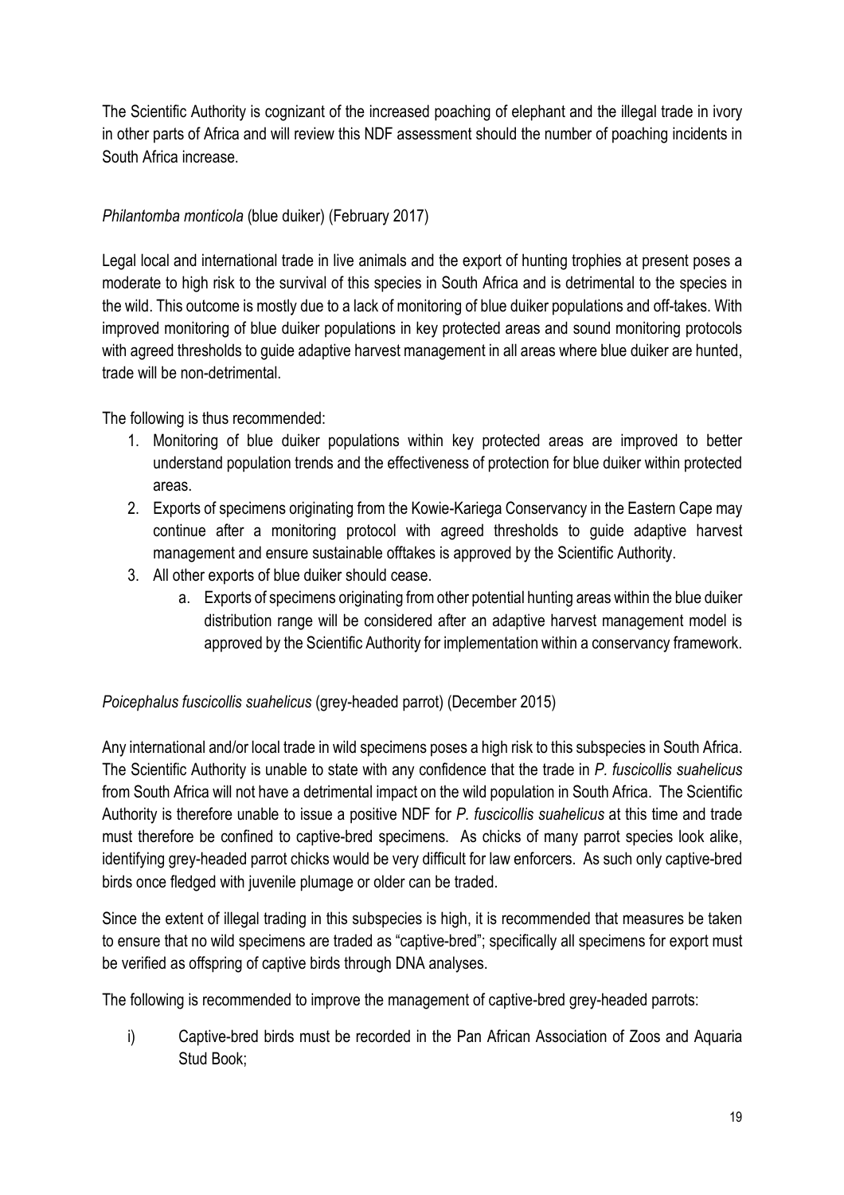The Scientific Authority is cognizant of the increased poaching of elephant and the illegal trade in ivory in other parts of Africa and will review this NDF assessment should the number of poaching incidents in South Africa increase.

*Philantomba monticola* (blue duiker) (February 2017)

Legal local and international trade in live animals and the export of hunting trophies at present poses a moderate to high risk to the survival of this species in South Africa and is detrimental to the species in the wild. This outcome is mostly due to a lack of monitoring of blue duiker populations and off-takes. With improved monitoring of blue duiker populations in key protected areas and sound monitoring protocols with agreed thresholds to guide adaptive harvest management in all areas where blue duiker are hunted, trade will be non-detrimental.

The following is thus recommended:

1. Monitoring of blue duiker populations within key protected areas are improved to better understand population trends and the effectiveness of protection for blue duiker within protected areas.
2. Exports of specimens originating from the Kowie-Kariega Conservancy in the Eastern Cape may continue after a monitoring protocol with agreed thresholds to guide adaptive harvest management and ensure sustainable offtakes is approved by the Scientific Authority.
3. All other exports of blue duiker should cease.
   a. Exports of specimens originating from other potential hunting areas within the blue duiker distribution range will be considered after an adaptive harvest management model is approved by the Scientific Authority for implementation within a conservancy framework.

*Poicephalus fuscicollis suahelicus* (grey-headed parrot) (December 2015)

Any international and/or local trade in wild specimens poses a high risk to this subspecies in South Africa. The Scientific Authority is unable to state with any confidence that the trade in *P. fuscicollis suahelicus* from South Africa will not have a detrimental impact on the wild population in South Africa. The Scientific Authority is therefore unable to issue a positive NDF for *P. fuscicollis suahelicus* at this time and trade must therefore be confined to captive-bred specimens. As chicks of many parrot species look alike, identifying grey-headed parrot chicks would be very difficult for law enforcers. As such only captive-bred birds once fledged with juvenile plumage or older can be traded.

Since the extent of illegal trading in this subspecies is high, it is recommended that measures be taken to ensure that no wild specimens are traded as "captive-bred"; specifically all specimens for export must be verified as offspring of captive birds through DNA analyses.

The following is recommended to improve the management of captive-bred grey-headed parrots:

i) Captive-bred birds must be recorded in the Pan African Association of Zoos and Aquaria Stud Book;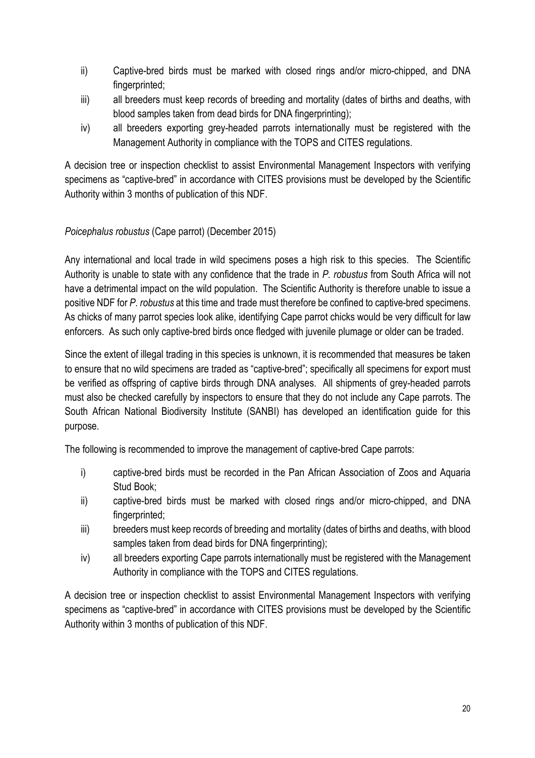ii) Captive-bred birds must be marked with closed rings and/or micro-chipped, and DNA fingerprinted;

iii) all breeders must keep records of breeding and mortality (dates of births and deaths, with blood samples taken from dead birds for DNA fingerprinting);

iv) all breeders exporting grey-headed parrots internationally must be registered with the Management Authority in compliance with the TOPS and CITES regulations.

A decision tree or inspection checklist to assist Environmental Management Inspectors with verifying specimens as "captive-bred" in accordance with CITES provisions must be developed by the Scientific Authority within 3 months of publication of this NDF.

*Poicephalus robustus* (Cape parrot) (December 2015)

Any international and local trade in wild specimens poses a high risk to this species. The Scientific Authority is unable to state with any confidence that the trade in *P. robustus* from South Africa will not have a detrimental impact on the wild population. The Scientific Authority is therefore unable to issue a positive NDF for *P. robustus* at this time and trade must therefore be confined to captive-bred specimens. As chicks of many parrot species look alike, identifying Cape parrot chicks would be very difficult for law enforcers. As such only captive-bred birds once fledged with juvenile plumage or older can be traded.

Since the extent of illegal trading in this species is unknown, it is recommended that measures be taken to ensure that no wild specimens are traded as "captive-bred"; specifically all specimens for export must be verified as offspring of captive birds through DNA analyses. All shipments of grey-headed parrots must also be checked carefully by inspectors to ensure that they do not include any Cape parrots. The South African National Biodiversity Institute (SANBI) has developed an identification guide for this purpose.

The following is recommended to improve the management of captive-bred Cape parrots:

i) captive-bred birds must be recorded in the Pan African Association of Zoos and Aquaria Stud Book;

ii) captive-bred birds must be marked with closed rings and/or micro-chipped, and DNA fingerprinted;

iii) breeders must keep records of breeding and mortality (dates of births and deaths, with blood samples taken from dead birds for DNA fingerprinting);

iv) all breeders exporting Cape parrots internationally must be registered with the Management Authority in compliance with the TOPS and CITES regulations.

A decision tree or inspection checklist to assist Environmental Management Inspectors with verifying specimens as "captive-bred" in accordance with CITES provisions must be developed by the Scientific Authority within 3 months of publication of this NDF.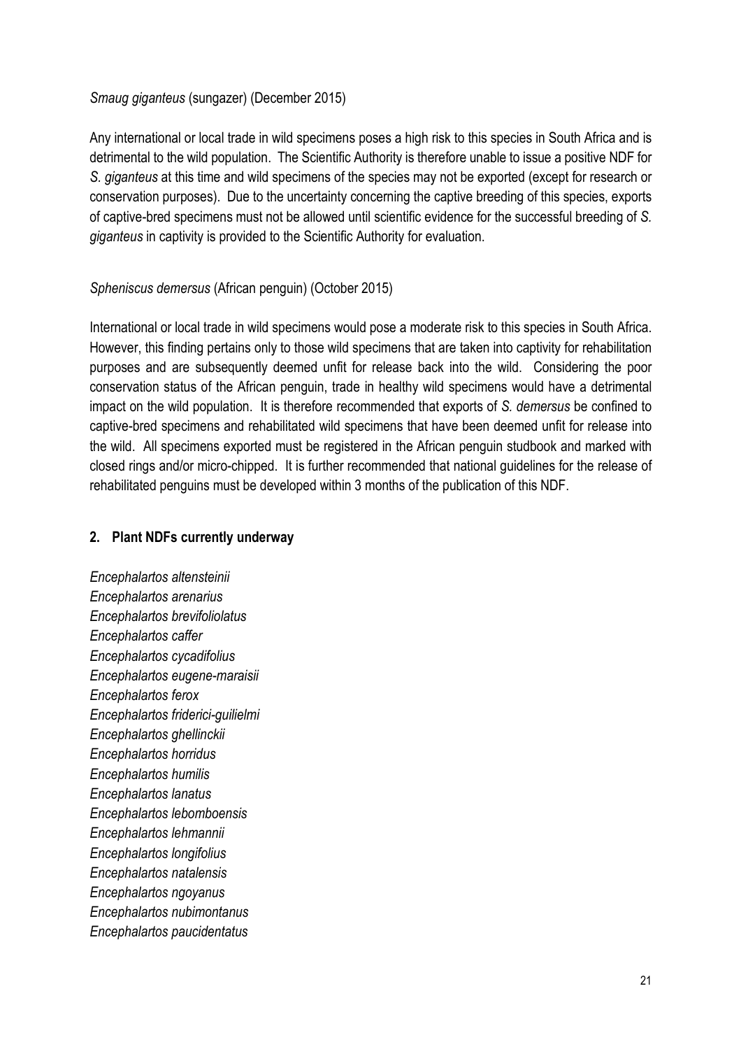*Smaug giganteus* (sungazer) (December 2015)

Any international or local trade in wild specimens poses a high risk to this species in South Africa and is detrimental to the wild population. The Scientific Authority is therefore unable to issue a positive NDF for *S. giganteus* at this time and wild specimens of the species may not be exported (except for research or conservation purposes). Due to the uncertainty concerning the captive breeding of this species, exports of captive-bred specimens must not be allowed until scientific evidence for the successful breeding of *S. giganteus* in captivity is provided to the Scientific Authority for evaluation.

*Spheniscus demersus* (African penguin) (October 2015)

International or local trade in wild specimens would pose a moderate risk to this species in South Africa. However, this finding pertains only to those wild specimens that are taken into captivity for rehabilitation purposes and are subsequently deemed unfit for release back into the wild. Considering the poor conservation status of the African penguin, trade in healthy wild specimens would have a detrimental impact on the wild population. It is therefore recommended that exports of *S. demersus* be confined to captive-bred specimens and rehabilitated wild specimens that have been deemed unfit for release into the wild. All specimens exported must be registered in the African penguin studbook and marked with closed rings and/or micro-chipped. It is further recommended that national guidelines for the release of rehabilitated penguins must be developed within 3 months of the publication of this NDF.

## 2. Plant NDFs currently underway

*Encephalartos altensteinii*
*Encephalartos arenarius*
*Encephalartos brevifoliolatus*
*Encephalartos caffer*
*Encephalartos cycadifolius*
*Encephalartos eugene-maraisii*
*Encephalartos ferox*
*Encephalartos friderici-guilielmi*
*Encephalartos ghellinckii*
*Encephalartos horridus*
*Encephalartos humilis*
*Encephalartos lanatus*
*Encephalartos lebomboensis*
*Encephalartos lehmannii*
*Encephalartos longifolius*
*Encephalartos natalensis*
*Encephalartos ngoyanus*
*Encephalartos nubimontanus*
*Encephalartos paucidentatus*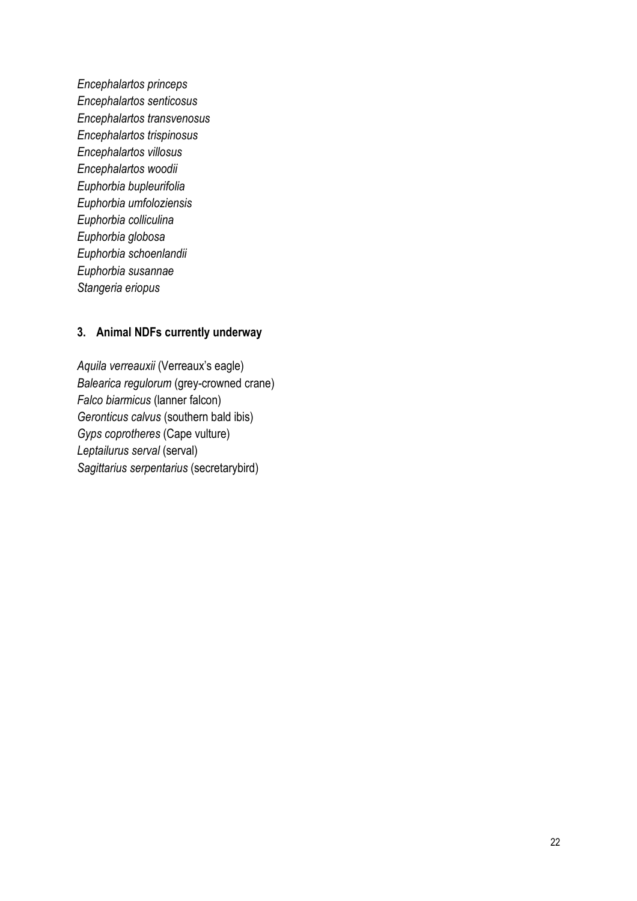*Encephalartos princeps*
*Encephalartos senticosus*
*Encephalartos transvenosus*
*Encephalartos trispinosus*
*Encephalartos villosus*
*Encephalartos woodii*
*Euphorbia bupleurifolia*
*Euphorbia umfoloziensis*
*Euphorbia colliculina*
*Euphorbia globosa*
*Euphorbia schoenlandii*
*Euphorbia susannae*
*Stangeria eriopus*

### 3. Animal NDFs currently underway

*Aquila verreauxii* (Verreaux's eagle)
*Balearica regulorum* (grey-crowned crane)
*Falco biarmicus* (lanner falcon)
*Geronticus calvus* (southern bald ibis)
*Gyps coprotheres* (Cape vulture)
*Leptailurus serval* (serval)
*Sagittarius serpentarius* (secretarybird)